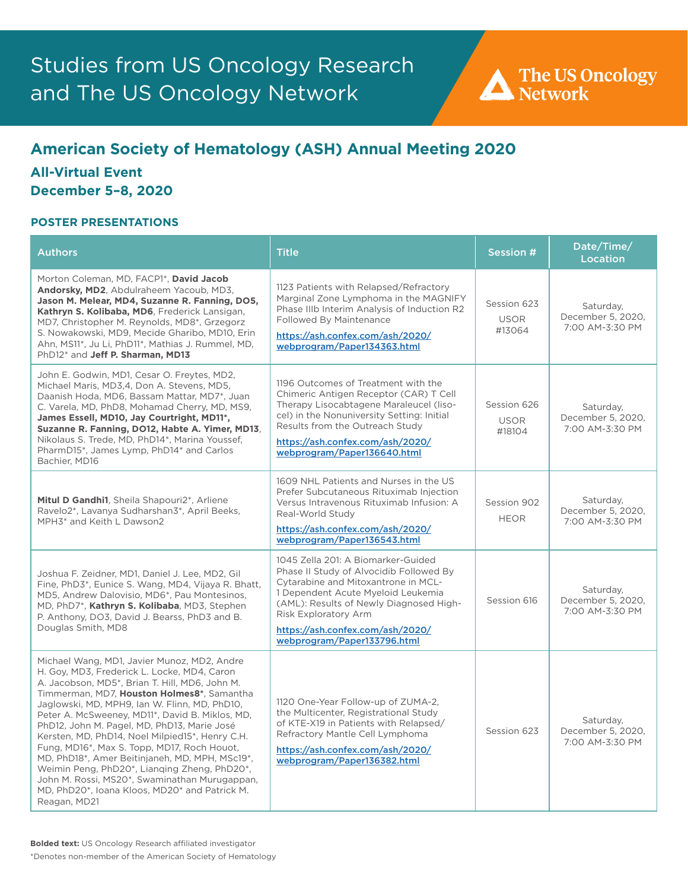# Studies from US Oncology Research and The US Oncology Network

The US Oncology Network

## American Society of Hematology (ASH) Annual Meeting 2020

### All-Virtual Event
### December 5–8, 2020

#### POSTER PRESENTATIONS

| Authors | Title | Session # | Date/Time/ Location |
|---|---|---|---|
| Morton Coleman, MD, FACP1*, **David Jacob Andorsky, MD2**, Abdulraheem Yacoub, MD3, **Jason M. Melear, MD4, Suzanne R. Fanning, DO5, Kathryn S. Kolibaba, MD6**, Frederick Lansigan, MD7, Christopher M. Reynolds, MD8*, Grzegorz S. Nowakowski, MD9, Mecide Gharibo, MD10, Erin Ahn, MS11*, Ju Li, PhD11*, Mathias J. Rummel, MD, PhD12* and **Jeff P. Sharman, MD13** | 1123 Patients with Relapsed/Refractory Marginal Zone Lymphoma in the MAGNIFY Phase IIIb Interim Analysis of Induction R2 Followed By Maintenance https://ash.confex.com/ash/2020/webprogram/Paper134363.html | Session 623 USOR #13064 | Saturday, December 5, 2020, 7:00 AM-3:30 PM |
| John E. Godwin, MD1, Cesar O. Freytes, MD2, Michael Maris, MD3,4, Don A. Stevens, MD5, Daanish Hoda, MD6, Bassam Mattar, MD7*, Juan C. Varela, MD, PhD8, Mohamad Cherry, MD, MS9, **James Essell, MD10, Jay Courtright, MD11*, Suzanne R. Fanning, DO12, Habte A. Yimer, MD13**, Nikolaus S. Trede, MD, PhD14*, Marina Youssef, PharmD15*, James Lymp, PhD14* and Carlos Bachier, MD16 | 1196 Outcomes of Treatment with the Chimeric Antigen Receptor (CAR) T Cell Therapy Lisocabtagene Maraleucel (liso-cel) in the Nonuniversity Setting: Initial Results from the Outreach Study https://ash.confex.com/ash/2020/webprogram/Paper136640.html | Session 626 USOR #18104 | Saturday, December 5, 2020, 7:00 AM-3:30 PM |
| **Mitul D Gandhi1**, Sheila Shapouri2*, Arliene Ravelo2*, Lavanya Sudharshan3*, April Beeks, MPH3* and Keith L Dawson2 | 1609 NHL Patients and Nurses in the US Prefer Subcutaneous Rituximab Injection Versus Intravenous Rituximab Infusion: A Real-World Study https://ash.confex.com/ash/2020/webprogram/Paper136543.html | Session 902 HEOR | Saturday, December 5, 2020, 7:00 AM-3:30 PM |
| Joshua F. Zeidner, MD1, Daniel J. Lee, MD2, Gil Fine, PhD3*, Eunice S. Wang, MD4, Vijaya R. Bhatt, MD5, Andrew Dalovisio, MD6*, Pau Montesinos, MD, PhD7*, **Kathryn S. Kolibaba**, MD3, Stephen P. Anthony, DO3, David J. Bearss, PhD3 and B. Douglas Smith, MD8 | 1045 Zella 201: A Biomarker-Guided Phase II Study of Alvocidib Followed By Cytarabine and Mitoxantrone in MCL-1 Dependent Acute Myeloid Leukemia (AML): Results of Newly Diagnosed High-Risk Exploratory Arm https://ash.confex.com/ash/2020/webprogram/Paper133796.html | Session 616 | Saturday, December 5, 2020, 7:00 AM-3:30 PM |
| Michael Wang, MD1, Javier Munoz, MD2, Andre H. Goy, MD3, Frederick L. Locke, MD4, Caron A. Jacobson, MD5*, Brian T. Hill, MD6, John M. Timmerman, MD7, **Houston Holmes8***, Samantha Jaglowski, MD, MPH9, Ian W. Flinn, MD, PhD10, Peter A. McSweeney, MD11*, David B. Miklos, MD, PhD12, John M. Pagel, MD, PhD13, Marie José Kersten, MD, PhD14, Noel Milpied15*, Henry C.H. Fung, MD16*, Max S. Topp, MD17, Roch Houot, MD, PhD18*, Amer Beitinjaneh, MD, MPH, MSc19*, Weimin Peng, PhD20*, Lianqing Zheng, PhD20*, John M. Rossi, MS20*, Swaminathan Murugappan, MD, PhD20*, Ioana Kloos, MD20* and Patrick M. Reagan, MD21 | 1120 One-Year Follow-up of ZUMA-2, the Multicenter, Registrational Study of KTE-X19 in Patients with Relapsed/Refractory Mantle Cell Lymphoma https://ash.confex.com/ash/2020/webprogram/Paper136382.html | Session 623 | Saturday, December 5, 2020, 7:00 AM-3:30 PM |

**Bolded text:** US Oncology Research affiliated investigator

*Denotes non-member of the American Society of Hematology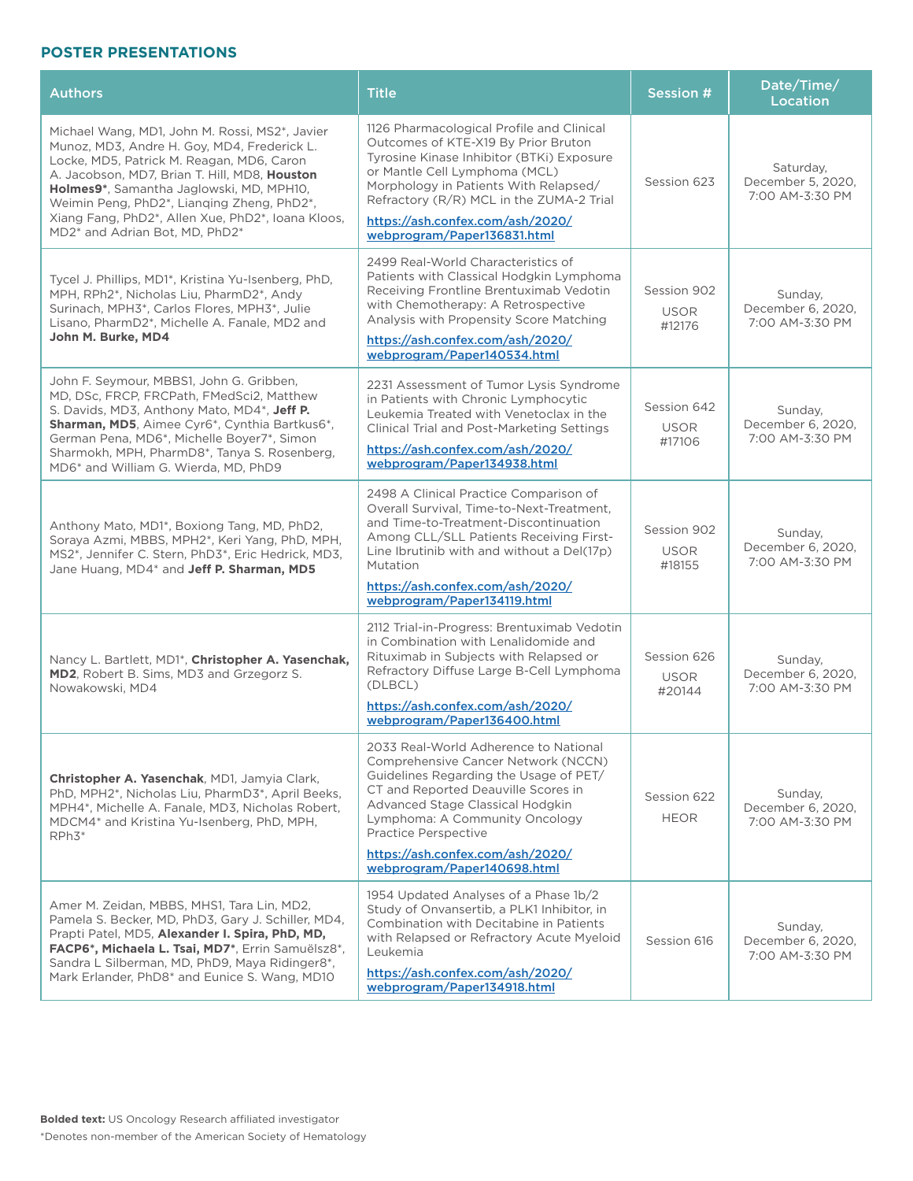## POSTER PRESENTATIONS

| Authors | Title | Session # | Date/Time/ Location |
|---|---|---|---|
| Michael Wang, MD1, John M. Rossi, MS2*, Javier Munoz, MD3, Andre H. Goy, MD4, Frederick L. Locke, MD5, Patrick M. Reagan, MD6, Caron A. Jacobson, MD7, Brian T. Hill, MD8, **Houston Holmes9***, Samantha Jaglowski, MD, MPH10, Weimin Peng, PhD2*, Lianqing Zheng, PhD2*, Xiang Fang, PhD2*, Allen Xue, PhD2*, Ioana Kloos, MD2* and Adrian Bot, MD, PhD2* | 1126 Pharmacological Profile and Clinical Outcomes of KTE-X19 By Prior Bruton Tyrosine Kinase Inhibitor (BTKi) Exposure or Mantle Cell Lymphoma (MCL) Morphology in Patients With Relapsed/ Refractory (R/R) MCL in the ZUMA-2 Trial https://ash.confex.com/ash/2020/webprogram/Paper136831.html | Session 623 | Saturday, December 5, 2020, 7:00 AM-3:30 PM |
| Tycel J. Phillips, MD1*, Kristina Yu-Isenberg, PhD, MPH, RPh2*, Nicholas Liu, PharmD2*, Andy Surinach, MPH3*, Carlos Flores, MPH3*, Julie Lisano, PharmD2*, Michelle A. Fanale, MD2 and **John M. Burke, MD4** | 2499 Real-World Characteristics of Patients with Classical Hodgkin Lymphoma Receiving Frontline Brentuximab Vedotin with Chemotherapy: A Retrospective Analysis with Propensity Score Matching https://ash.confex.com/ash/2020/webprogram/Paper140534.html | Session 902 USOR #12176 | Sunday, December 6, 2020, 7:00 AM-3:30 PM |
| John F. Seymour, MBBS1, John G. Gribben, MD, DSc, FRCP, FRCPath, FMedSci2, Matthew S. Davids, MD3, Anthony Mato, MD4*, **Jeff P. Sharman, MD5**, Aimee Cyr6*, Cynthia Bartkus6*, German Pena, MD6*, Michelle Boyer7*, Simon Sharmokh, MPH, PharmD8*, Tanya S. Rosenberg, MD6* and William G. Wierda, MD, PhD9 | 2231 Assessment of Tumor Lysis Syndrome in Patients with Chronic Lymphocytic Leukemia Treated with Venetoclax in the Clinical Trial and Post-Marketing Settings https://ash.confex.com/ash/2020/webprogram/Paper134938.html | Session 642 USOR #17106 | Sunday, December 6, 2020, 7:00 AM-3:30 PM |
| Anthony Mato, MD1*, Boxiong Tang, MD, PhD2, Soraya Azmi, MBBS, MPH2*, Keri Yang, PhD, MPH, MS2*, Jennifer C. Stern, PhD3*, Eric Hedrick, MD3, Jane Huang, MD4* and **Jeff P. Sharman, MD5** | 2498 A Clinical Practice Comparison of Overall Survival, Time-to-Next-Treatment, and Time-to-Treatment-Discontinuation Among CLL/SLL Patients Receiving First-Line Ibrutinib with and without a Del(17p) Mutation https://ash.confex.com/ash/2020/webprogram/Paper134119.html | Session 902 USOR #18155 | Sunday, December 6, 2020, 7:00 AM-3:30 PM |
| Nancy L. Bartlett, MD1*, **Christopher A. Yasenchak, MD2**, Robert B. Sims, MD3 and Grzegorz S. Nowakowski, MD4 | 2112 Trial-in-Progress: Brentuximab Vedotin in Combination with Lenalidomide and Rituximab in Subjects with Relapsed or Refractory Diffuse Large B-Cell Lymphoma (DLBCL) https://ash.confex.com/ash/2020/webprogram/Paper136400.html | Session 626 USOR #20144 | Sunday, December 6, 2020, 7:00 AM-3:30 PM |
| **Christopher A. Yasenchak**, MD1, Jamyia Clark, PhD, MPH2*, Nicholas Liu, PharmD3*, April Beeks, MPH4*, Michelle A. Fanale, MD3, Nicholas Robert, MDCM4* and Kristina Yu-Isenberg, PhD, MPH, RPh3* | 2033 Real-World Adherence to National Comprehensive Cancer Network (NCCN) Guidelines Regarding the Usage of PET/CT and Reported Deauville Scores in Advanced Stage Classical Hodgkin Lymphoma: A Community Oncology Practice Perspective https://ash.confex.com/ash/2020/webprogram/Paper140698.html | Session 622 HEOR | Sunday, December 6, 2020, 7:00 AM-3:30 PM |
| Amer M. Zeidan, MBBS, MHS1, Tara Lin, MD2, Pamela S. Becker, MD, PhD3, Gary J. Schiller, MD4, Prapti Patel, MD5, **Alexander I. Spira, PhD, MD, FACP6*, Michaela L. Tsai, MD7***, Errin Samuëlsz8*, Sandra L Silberman, MD, PhD9, Maya Ridinger8*, Mark Erlander, PhD8* and Eunice S. Wang, MD10 | 1954 Updated Analyses of a Phase 1b/2 Study of Onvansertib, a PLK1 Inhibitor, in Combination with Decitabine in Patients with Relapsed or Refractory Acute Myeloid Leukemia https://ash.confex.com/ash/2020/webprogram/Paper134918.html | Session 616 | Sunday, December 6, 2020, 7:00 AM-3:30 PM |

**Bolded text:** US Oncology Research affiliated investigator

*Denotes non-member of the American Society of Hematology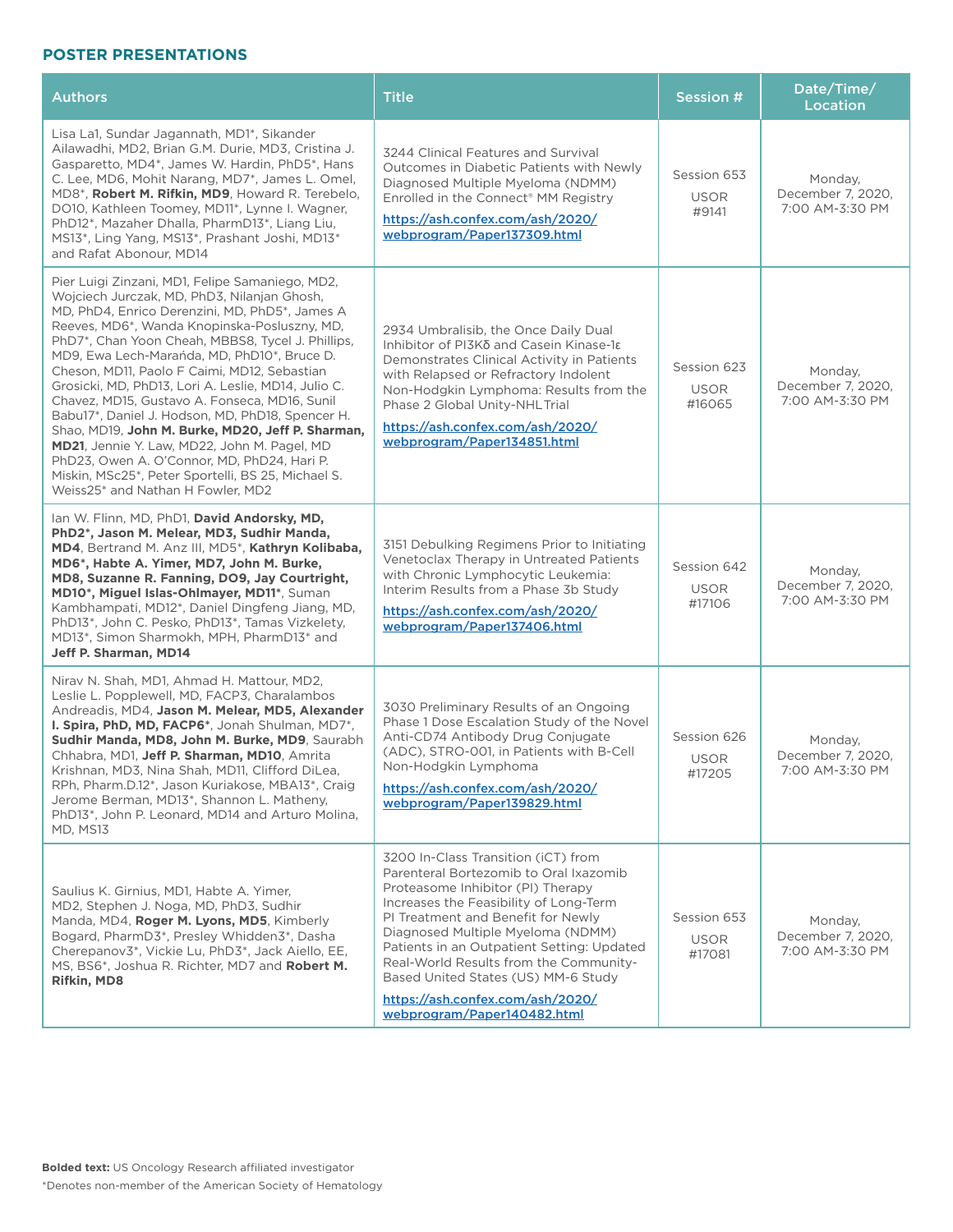## POSTER PRESENTATIONS

| Authors | Title | Session # | Date/Time/ Location |
|---|---|---|---|
| Lisa La1, Sundar Jagannath, MD1*, Sikander Ailawadhi, MD2, Brian G.M. Durie, MD3, Cristina J. Gasparetto, MD4*, James W. Hardin, PhD5*, Hans C. Lee, MD6, Mohit Narang, MD7*, James L. Omel, MD8*, **Robert M. Rifkin, MD9**, Howard R. Terebelo, DO10, Kathleen Toomey, MD11*, Lynne I. Wagner, PhD12*, Mazaher Dhalla, PharmD13*, Liang Liu, MS13*, Ling Yang, MS13*, Prashant Joshi, MD13* and Rafat Abonour, MD14 | 3244 Clinical Features and Survival Outcomes in Diabetic Patients with Newly Diagnosed Multiple Myeloma (NDMM) Enrolled in the Connect® MM Registry https://ash.confex.com/ash/2020/webprogram/Paper137309.html | Session 653 USOR #9141 | Monday, December 7, 2020, 7:00 AM-3:30 PM |
| Pier Luigi Zinzani, MD1, Felipe Samaniego, MD2, Wojciech Jurczak, MD, PhD3, Nilanjan Ghosh, MD, PhD4, Enrico Derenzini, MD, PhD5*, James A Reeves, MD6*, Wanda Knopinska-Posluszny, MD, PhD7*, Chan Yoon Cheah, MBBS8, Tycel J. Phillips, MD9, Ewa Lech-Marańda, MD, PhD10*, Bruce D. Cheson, MD11, Paolo F Caimi, MD12, Sebastian Grosicki, MD, PhD13, Lori A. Leslie, MD14, Julio C. Chavez, MD15, Gustavo A. Fonseca, MD16, Sunil Babu17*, Daniel J. Hodson, MD, PhD18, Spencer H. Shao, MD19, **John M. Burke, MD20, Jeff P. Sharman, MD21**, Jennie Y. Law, MD22, John M. Pagel, MD PhD23, Owen A. O'Connor, MD, PhD24, Hari P. Miskin, MSc25*, Peter Sportelli, BS 25, Michael S. Weiss25* and Nathan H Fowler, MD2 | 2934 Umbralisib, the Once Daily Dual Inhibitor of PI3Kδ and Casein Kinase-1ε Demonstrates Clinical Activity in Patients with Relapsed or Refractory Indolent Non-Hodgkin Lymphoma: Results from the Phase 2 Global Unity-NHLTrial https://ash.confex.com/ash/2020/webprogram/Paper134851.html | Session 623 USOR #16065 | Monday, December 7, 2020, 7:00 AM-3:30 PM |
| Ian W. Flinn, MD, PhD1, **David Andorsky, MD, PhD2*, Jason M. Melear, MD3, Sudhir Manda, MD4**, Bertrand M. Anz III, MD5*, **Kathryn Kolibaba, MD6*, Habte A. Yimer, MD7, John M. Burke, MD8, Suzanne R. Fanning, DO9, Jay Courtright, MD10*, Miguel Islas-Ohlmayer, MD11***, Suman Kambhampati, MD12*, Daniel Dingfeng Jiang, MD, PhD13*, John C. Pesko, PhD13*, Tamas Vizkelety, MD13*, Simon Sharmokh, MPH, PharmD13* and **Jeff P. Sharman, MD14** | 3151 Debulking Regimens Prior to Initiating Venetoclax Therapy in Untreated Patients with Chronic Lymphocytic Leukemia: Interim Results from a Phase 3b Study https://ash.confex.com/ash/2020/webprogram/Paper137406.html | Session 642 USOR #17106 | Monday, December 7, 2020, 7:00 AM-3:30 PM |
| Nirav N. Shah, MD1, Ahmad H. Mattour, MD2, Leslie L. Popplewell, MD, FACP3, Charalambos Andreadis, MD4, **Jason M. Melear, MD5, Alexander I. Spira, PhD, MD, FACP6***, Jonah Shulman, MD7*, **Sudhir Manda, MD8, John M. Burke, MD9**, Saurabh Chhabra, MD1, **Jeff P. Sharman, MD10**, Amrita Krishnan, MD3, Nina Shah, MD11, Clifford DiLea, RPh, Pharm.D.12*, Jason Kuriakose, MBA13*, Craig Jerome Berman, MD13*, Shannon L. Matheny, PhD13*, John P. Leonard, MD14 and Arturo Molina, MD, MS13 | 3030 Preliminary Results of an Ongoing Phase 1 Dose Escalation Study of the Novel Anti-CD74 Antibody Drug Conjugate (ADC), STRO-001, in Patients with B-Cell Non-Hodgkin Lymphoma https://ash.confex.com/ash/2020/webprogram/Paper139829.html | Session 626 USOR #17205 | Monday, December 7, 2020, 7:00 AM-3:30 PM |
| Saulius K. Girnius, MD1, Habte A. Yimer, MD2, Stephen J. Noga, MD, PhD3, Sudhir Manda, MD4, **Roger M. Lyons, MD5**, Kimberly Bogard, PharmD3*, Presley Whidden3*, Dasha Cherepanov3*, Vickie Lu, PhD3*, Jack Aiello, EE, MS, BS6*, Joshua R. Richter, MD7 and **Robert M. Rifkin, MD8** | 3200 In-Class Transition (iCT) from Parenteral Bortezomib to Oral Ixazomib Proteasome Inhibitor (PI) Therapy Increases the Feasibility of Long-Term PI Treatment and Benefit for Newly Diagnosed Multiple Myeloma (NDMM) Patients in an Outpatient Setting: Updated Real-World Results from the Community-Based United States (US) MM-6 Study https://ash.confex.com/ash/2020/webprogram/Paper140482.html | Session 653 USOR #17081 | Monday, December 7, 2020, 7:00 AM-3:30 PM |

**Bolded text:** US Oncology Research affiliated investigator

*Denotes non-member of the American Society of Hematology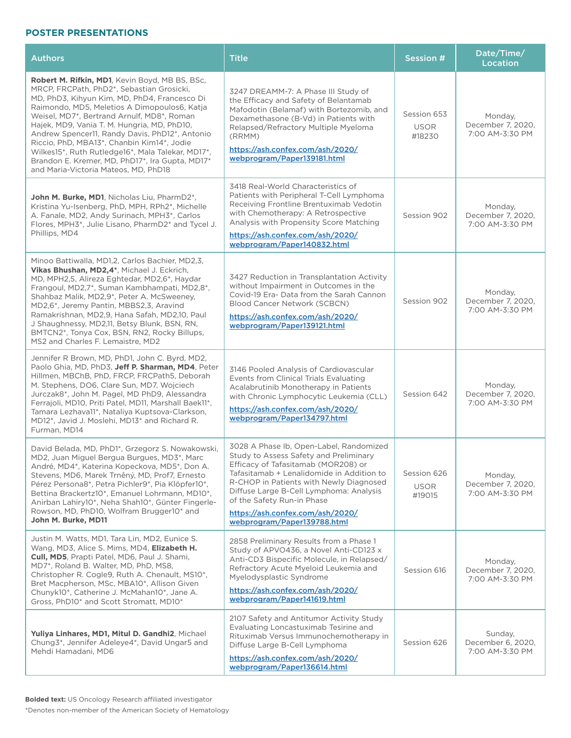## POSTER PRESENTATIONS

| Authors | Title | Session # | Date/Time/ Location |
|---|---|---|---|
| **Robert M. Rifkin, MD1**, Kevin Boyd, MB BS, BSc, MRCP, FRCPath, PhD2*, Sebastian Grosicki, MD, PhD3, Kihyun Kim, MD, PhD4, Francesco Di Raimondo, MD5, Meletios A Dimopoulos6, Katja Weisel, MD7*, Bertrand Arnulf, MD8*, Roman Hajek, MD9, Vania T. M. Hungria, MD, PhD10, Andrew Spencer11, Randy Davis, PhD12*, Antonio Riccio, PhD, MBA13*, Chanbin Kim14*, Jodie Wilkes15*, Ruth Rutledge16*, Mala Talekar, MD17*, Brandon E. Kremer, MD, PhD17*, Ira Gupta, MD17* and Maria-Victoria Mateos, MD, PhD18 | 3247 DREAMM-7: A Phase III Study of the Efficacy and Safety of Belantamab Mafodotin (Belamaf) with Bortezomib, and Dexamethasone (B-Vd) in Patients with Relapsed/Refractory Multiple Myeloma (RRMM) https://ash.confex.com/ash/2020/webprogram/Paper139181.html | Session 653 USOR #18230 | Monday, December 7, 2020, 7:00 AM-3:30 PM |
| **John M. Burke, MD1**, Nicholas Liu, PharmD2*, Kristina Yu-Isenberg, PhD, MPH, RPh2*, Michelle A. Fanale, MD2, Andy Surinach, MPH3*, Carlos Flores, MPH3*, Julie Lisano, PharmD2* and Tycel J. Phillips, MD4 | 3418 Real-World Characteristics of Patients with Peripheral T-Cell Lymphoma Receiving Frontline Brentuximab Vedotin with Chemotherapy: A Retrospective Analysis with Propensity Score Matching https://ash.confex.com/ash/2020/webprogram/Paper140832.html | Session 902 | Monday, December 7, 2020, 7:00 AM-3:30 PM |
| Minoo Battiwalla, MD1,2, Carlos Bachier, MD2,3, **Vikas Bhushan, MD2,4***, Michael J. Eckrich, MD, MPH2,5, Alireza Eghtedar, MD2,6*, Haydar Frangoul, MD2,7*, Suman Kambhampati, MD2,8*, Shahbaz Malik, MD2,9*, Peter A. McSweeney, MD2,6*, Jeremy Pantin, MBBS2,3, Aravind Ramakrishnan, MD2,9, Hana Safah, MD2,10, Paul J Shaughnessy, MD2,11, Betsy Blunk, BSN, RN, BMTCN2*, Tonya Cox, BSN, RN2, Rocky Billups, MS2 and Charles F. Lemaistre, MD2 | 3427 Reduction in Transplantation Activity without Impairment in Outcomes in the Covid-19 Era- Data from the Sarah Cannon Blood Cancer Network (SCBCN) https://ash.confex.com/ash/2020/webprogram/Paper139121.html | Session 902 | Monday, December 7, 2020, 7:00 AM-3:30 PM |
| Jennifer R Brown, MD, PhD1, John C. Byrd, MD2, Paolo Ghia, MD, PhD3, **Jeff P. Sharman, MD4**, Peter Hillmen, MBChB, PhD, FRCP, FRCPath5, Deborah M. Stephens, DO6, Clare Sun, MD7, Wojciech Jurczak8*, John M. Pagel, MD PhD9, Alessandra Ferrajoli, MD10, Priti Patel, MD11, Marshall Baek11*, Tamara Lezhava11*, Nataliya Kuptsova-Clarkson, MD12*, Javid J. Moslehi, MD13* and Richard R. Furman, MD14 | 3146 Pooled Analysis of Cardiovascular Events from Clinical Trials Evaluating Acalabrutinib Monotherapy in Patients with Chronic Lymphocytic Leukemia (CLL) https://ash.confex.com/ash/2020/webprogram/Paper134797.html | Session 642 | Monday, December 7, 2020, 7:00 AM-3:30 PM |
| David Belada, MD, PhD1*, Grzegorz S. Nowakowski, MD2, Juan Miguel Bergua Burgues, MD3*, Marc André, MD4*, Katerina Kopeckova, MD5*, Don A. Stevens, MD6, Marek Trněný, MD, Prof7, Ernesto Pérez Persona8*, Petra Pichler9*, Pia Klöpfer10*, Bettina Brackertz10*, Emanuel Lohrmann, MD10*, Anirban Lahiry10*, Neha Shah10*, Günter Fingerle-Rowson, MD, PhD10, Wolfram Brugger10* and **John M. Burke, MD11** | 3028 A Phase Ib, Open-Label, Randomized Study to Assess Safety and Preliminary Efficacy of Tafasitamab (MOR208) or Tafasitamab + Lenalidomide in Addition to R-CHOP in Patients with Newly Diagnosed Diffuse Large B-Cell Lymphoma: Analysis of the Safety Run-in Phase https://ash.confex.com/ash/2020/webprogram/Paper139788.html | Session 626 USOR #19015 | Monday, December 7, 2020, 7:00 AM-3:30 PM |
| Justin M. Watts, MD1, Tara Lin, MD2, Eunice S. Wang, MD3, Alice S. Mims, MD4, **Elizabeth H. Cull, MD5**, Prapti Patel, MD6, Paul J. Shami, MD7*, Roland B. Walter, MD, PhD, MS8, Christopher R. Cogle9, Ruth A. Chenault, MS10*, Bret Macpherson, MSc, MBA10*, Allison Given Chunyk10*, Catherine J. McMahan10*, Jane A. Gross, PhD10* and Scott Stromatt, MD10* | 2858 Preliminary Results from a Phase 1 Study of APVO436, a Novel Anti-CD123 x Anti-CD3 Bispecific Molecule, in Relapsed/Refractory Acute Myeloid Leukemia and Myelodysplastic Syndrome https://ash.confex.com/ash/2020/webprogram/Paper141619.html | Session 616 | Monday, December 7, 2020, 7:00 AM-3:30 PM |
| **Yuliya Linhares, MD1, Mitul D. Gandhi2**, Michael Chung3*, Jennifer Adeleye4*, David Ungar5 and Mehdi Hamadani, MD6 | 2107 Safety and Antitumor Activity Study Evaluating Loncastuximab Tesirine and Rituximab Versus Immunochemotherapy in Diffuse Large B-Cell Lymphoma https://ash.confex.com/ash/2020/webprogram/Paper136614.html | Session 626 | Sunday, December 6, 2020, 7:00 AM-3:30 PM |

**Bolded text:** US Oncology Research affiliated investigator

*Denotes non-member of the American Society of Hematology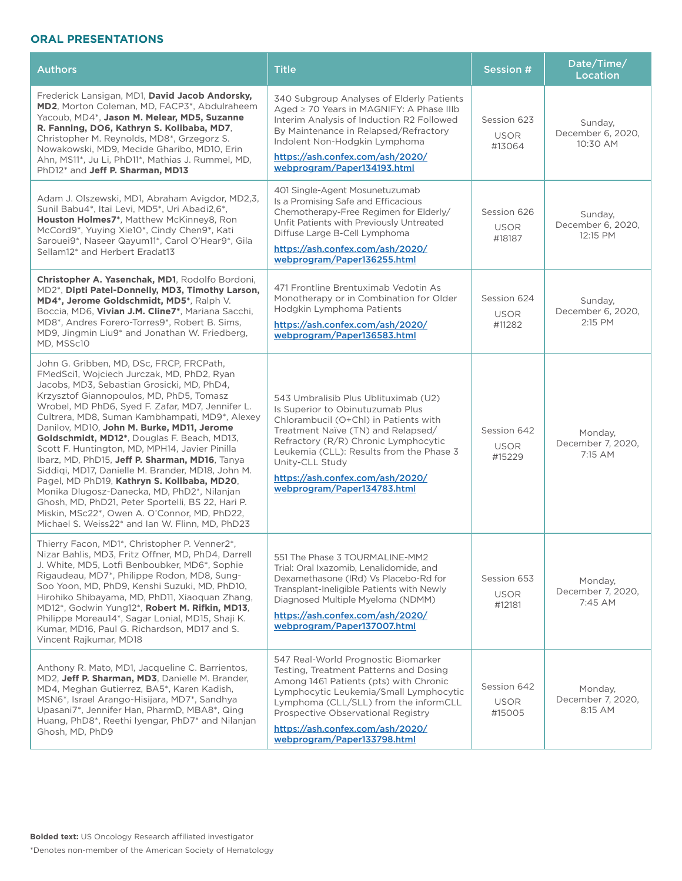## ORAL PRESENTATIONS

| Authors | Title | Session # | Date/Time/ Location |
|---|---|---|---|
| Frederick Lansigan, MD1, **David Jacob Andorsky, MD2**, Morton Coleman, MD, FACP3*, Abdulraheem Yacoub, MD4*, **Jason M. Melear, MD5, Suzanne R. Fanning, DO6, Kathryn S. Kolibaba, MD7**, Christopher M. Reynolds, MD8*, Grzegorz S. Nowakowski, MD9, Mecide Gharibo, MD10, Erin Ahn, MS11*, Ju Li, PhD11*, Mathias J. Rummel, MD, PhD12* and **Jeff P. Sharman, MD13** | 340 Subgroup Analyses of Elderly Patients Aged ≥ 70 Years in MAGNIFY: A Phase IIIb Interim Analysis of Induction R2 Followed By Maintenance in Relapsed/Refractory Indolent Non-Hodgkin Lymphoma<br>https://ash.confex.com/ash/2020/webprogram/Paper134193.html | Session 623<br>USOR #13064 | Sunday, December 6, 2020, 10:30 AM |
| Adam J. Olszewski, MD1, Abraham Avigdor, MD2,3, Sunil Babu4*, Itai Levi, MD5*, Uri Abadi2,6*, **Houston Holmes7***, Matthew McKinney8, Ron McCord9*, Yuying Xie10*, Cindy Chen9*, Kati Sarouei9*, Naseer Qayum11*, Carol O'Hear9*, Gila Sellam12* and Herbert Eradat13 | 401 Single-Agent Mosunetuzumab Is a Promising Safe and Efficacious Chemotherapy-Free Regimen for Elderly/Unfit Patients with Previously Untreated Diffuse Large B-Cell Lymphoma<br>https://ash.confex.com/ash/2020/webprogram/Paper136255.html | Session 626<br>USOR #18187 | Sunday, December 6, 2020, 12:15 PM |
| **Christopher A. Yasenchak, MD1**, Rodolfo Bordoni, MD2*, **Dipti Patel-Donnelly, MD3, Timothy Larson, MD4*, Jerome Goldschmidt, MD5***, Ralph V. Boccia, MD6, **Vivian J.M. Cline7***, Mariana Sacchi, MD8*, Andres Forero-Torres9*, Robert B. Sims, MD9, Jingmin Liu9* and Jonathan W. Friedberg, MD, MSSc10 | 471 Frontline Brentuximab Vedotin As Monotherapy or in Combination for Older Hodgkin Lymphoma Patients<br>https://ash.confex.com/ash/2020/webprogram/Paper136583.html | Session 624<br>USOR #11282 | Sunday, December 6, 2020, 2:15 PM |
| John G. Gribben, MD, DSc, FRCP, FRCPath, FMedSci1, Wojciech Jurczak, MD, PhD2, Ryan Jacobs, MD3, Sebastian Grosicki, MD, PhD4, Krzysztof Giannopoulos, MD, PhD5, Tomasz Wrobel, MD PhD6, Syed F. Zafar, MD7, Jennifer L. Cultrera, MD8, Suman Kambhampati, MD9*, Alexey Danilov, MD10, **John M. Burke, MD11, Jerome Goldschmidt, MD12***, Douglas F. Beach, MD13, Scott F. Huntington, MD, MPH14, Javier Pinilla Ibarz, MD, PhD15, **Jeff P. Sharman, MD16**, Tanya Siddiqi, MD17, Danielle M. Brander, MD18, John M. Pagel, MD PhD19, **Kathryn S. Kolibaba, MD20**, Monika Dlugosz-Danecka, MD, PhD2*, Nilanjan Ghosh, MD, PhD21, Peter Sportelli, BS 22, Hari P. Miskin, MSc22*, Owen A. O'Connor, MD, PhD22, Michael S. Weiss22* and Ian W. Flinn, MD, PhD23 | 543 Umbralisib Plus Ublituximab (U2) Is Superior to Obinutuzumab Plus Chlorambucil (O+Chl) in Patients with Treatment Naïve (TN) and Relapsed/Refractory (R/R) Chronic Lymphocytic Leukemia (CLL): Results from the Phase 3 Unity-CLL Study<br>https://ash.confex.com/ash/2020/webprogram/Paper134783.html | Session 642<br>USOR #15229 | Monday, December 7, 2020, 7:15 AM |
| Thierry Facon, MD1*, Christopher P. Venner2*, Nizar Bahlis, MD3, Fritz Offner, MD, PhD4, Darrell J. White, MD5, Lotfi Benboubker, MD6*, Sophie Rigaudeau, MD7*, Philippe Rodon, MD8, Sung-Soo Yoon, MD, PhD9, Kenshi Suzuki, MD, PhD10, Hirohiko Shibayama, MD, PhD11, Xiaoquan Zhang, MD12*, Godwin Yung12*, **Robert M. Rifkin, MD13**, Philippe Moreau14*, Sagar Lonial, MD15, Shaji K. Kumar, MD16, Paul G. Richardson, MD17 and S. Vincent Rajkumar, MD18 | 551 The Phase 3 TOURMALINE-MM2 Trial: Oral Ixazomib, Lenalidomide, and Dexamethasone (IRd) Vs Placebo-Rd for Transplant-Ineligible Patients with Newly Diagnosed Multiple Myeloma (NDMM)<br>https://ash.confex.com/ash/2020/webprogram/Paper137007.html | Session 653<br>USOR #12181 | Monday, December 7, 2020, 7:45 AM |
| Anthony R. Mato, MD1, Jacqueline C. Barrientos, MD2, **Jeff P. Sharman, MD3**, Danielle M. Brander, MD4, Meghan Gutierrez, BA5*, Karen Kadish, MSN6*, Israel Arango-Hisijara, MD7*, Sandhya Upasani7*, Jennifer Han, PharmD, MBA8*, Qing Huang, PhD8*, Reethi Iyengar, PhD7* and Nilanjan Ghosh, MD, PhD9 | 547 Real-World Prognostic Biomarker Testing, Treatment Patterns and Dosing Among 1461 Patients (pts) with Chronic Lymphocytic Leukemia/Small Lymphocytic Lymphoma (CLL/SLL) from the informCLL Prospective Observational Registry<br>https://ash.confex.com/ash/2020/webprogram/Paper133798.html | Session 642<br>USOR #15005 | Monday, December 7, 2020, 8:15 AM |

**Bolded text:** US Oncology Research affiliated investigator

*Denotes non-member of the American Society of Hematology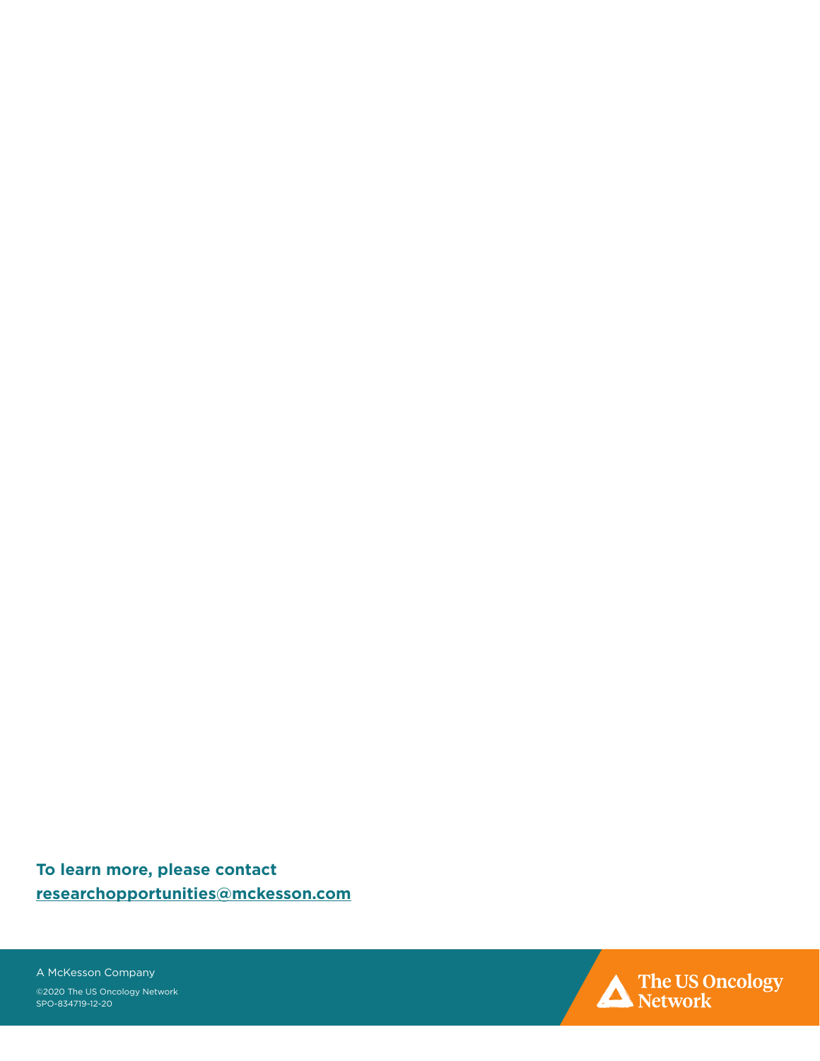**To learn more, please contact**
**researchopportunities@mckesson.com**

A McKesson Company

©2020 The US Oncology Network
SPO-834719-12-20

The US Oncology Network